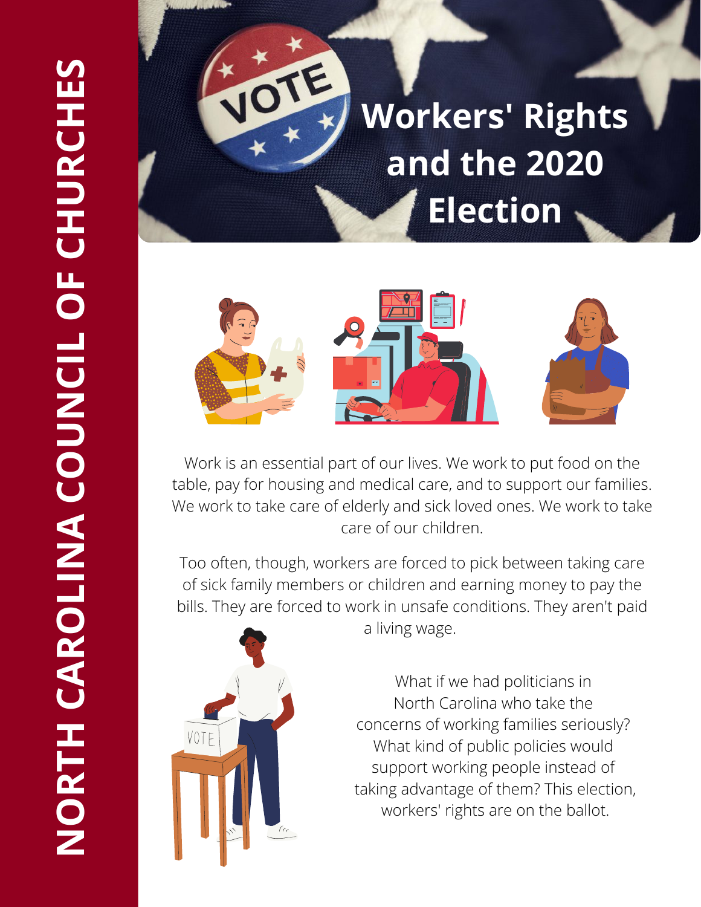**NORTH CAROLINA COUNCIL OF CHURCHES**

# Workers' Rights and the 2020 Election

Work is an essential part of our lives. We work to put food on the table, pay for housing and medical care, and to support our families. We work to take care of elderly and sick loved ones. We work to take care of our children.

Too often, though, workers are forced to pick between taking care of sick family members or children and earning money to pay the bills. They are forced to work in unsafe conditions. They aren't paid a living wage.

What if we had politicians in North Carolina who take the concerns of working families seriously? What kind of public policies would support working people instead of taking advantage of them? This election, workers' rights are on the ballot.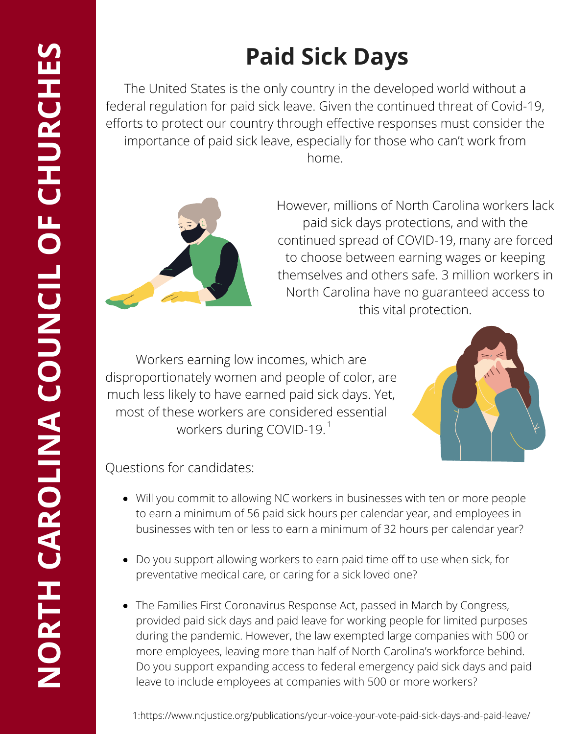NORTH CAROLINA COUNCIL OF CHURCHES

# Paid Sick Days

The United States is the only country in the developed world without a federal regulation for paid sick leave. Given the continued threat of Covid-19, efforts to protect our country through effective responses must consider the importance of paid sick leave, especially for those who can't work from home.

However, millions of North Carolina workers lack paid sick days protections, and with the continued spread of COVID-19, many are forced to choose between earning wages or keeping themselves and others safe. 3 million workers in North Carolina have no guaranteed access to this vital protection.

Workers earning low incomes, which are disproportionately women and people of color, are much less likely to have earned paid sick days. Yet, most of these workers are considered essential workers during COVID-19.[1]

Questions for candidates:

- Will you commit to allowing NC workers in businesses with ten or more people to earn a minimum of 56 paid sick hours per calendar year, and employees in businesses with ten or less to earn a minimum of 32 hours per calendar year?
- Do you support allowing workers to earn paid time off to use when sick, for preventative medical care, or caring for a sick loved one?
- The Families First Coronavirus Response Act, passed in March by Congress, provided paid sick days and paid leave for working people for limited purposes during the pandemic. However, the law exempted large companies with 500 or more employees, leaving more than half of North Carolina's workforce behind. Do you support expanding access to federal emergency paid sick days and paid leave to include employees at companies with 500 or more workers?

1:https://www.ncjustice.org/publications/your-voice-your-vote-paid-sick-days-and-paid-leave/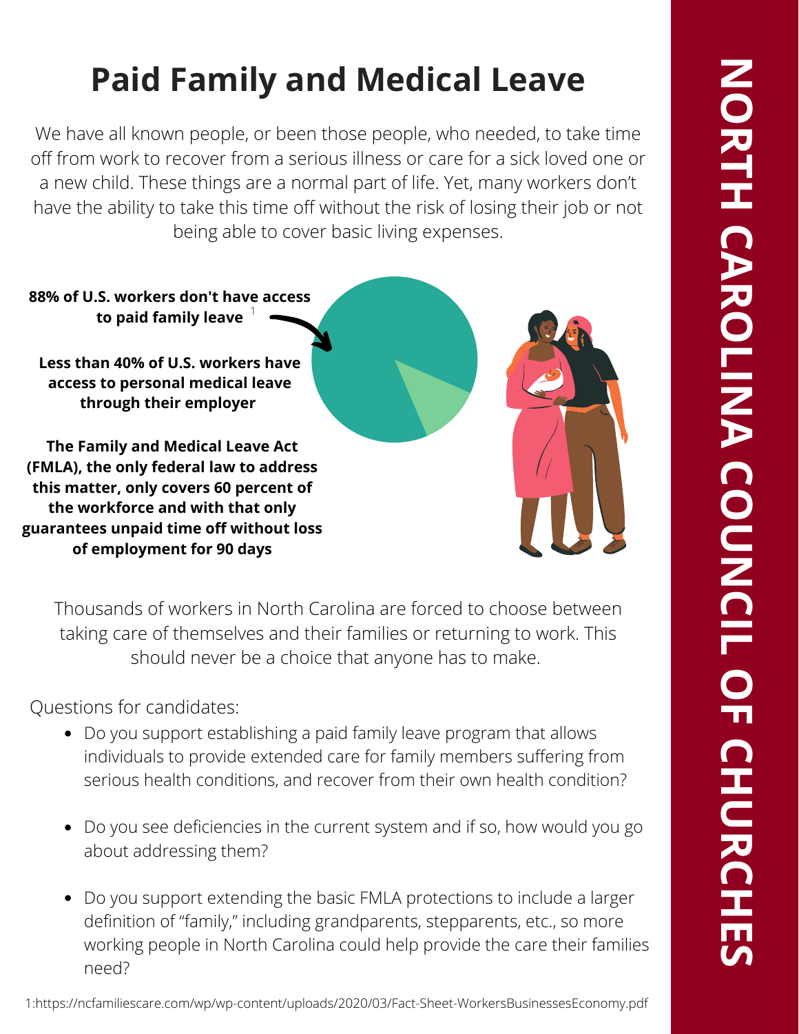# Paid Family and Medical Leave

We have all known people, or been those people, who needed, to take time off from work to recover from a serious illness or care for a sick loved one or a new child. These things are a normal part of life. Yet, many workers don't have the ability to take this time off without the risk of losing their job or not being able to cover basic living expenses.

**88% of U.S. workers don't have access to paid family leave** [1]

**Less than 40% of U.S. workers have access to personal medical leave through their employer**

**The Family and Medical Leave Act (FMLA), the only federal law to address this matter, only covers 60 percent of the workforce and with that only guarantees unpaid time off without loss of employment for 90 days**

Thousands of workers in North Carolina are forced to choose between taking care of themselves and their families or returning to work. This should never be a choice that anyone has to make.

Questions for candidates:

- Do you support establishing a paid family leave program that allows individuals to provide extended care for family members suffering from serious health conditions, and recover from their own health condition?
- Do you see deficiencies in the current system and if so, how would you go about addressing them?
- Do you support extending the basic FMLA protections to include a larger definition of "family," including grandparents, stepparents, etc., so more working people in North Carolina could help provide the care their families need?

1:https://ncfamiliescare.com/wp/wp-content/uploads/2020/03/Fact-Sheet-WorkersBusinessesEconomy.pdf

NORTH CAROLINA COUNCIL OF CHURCHES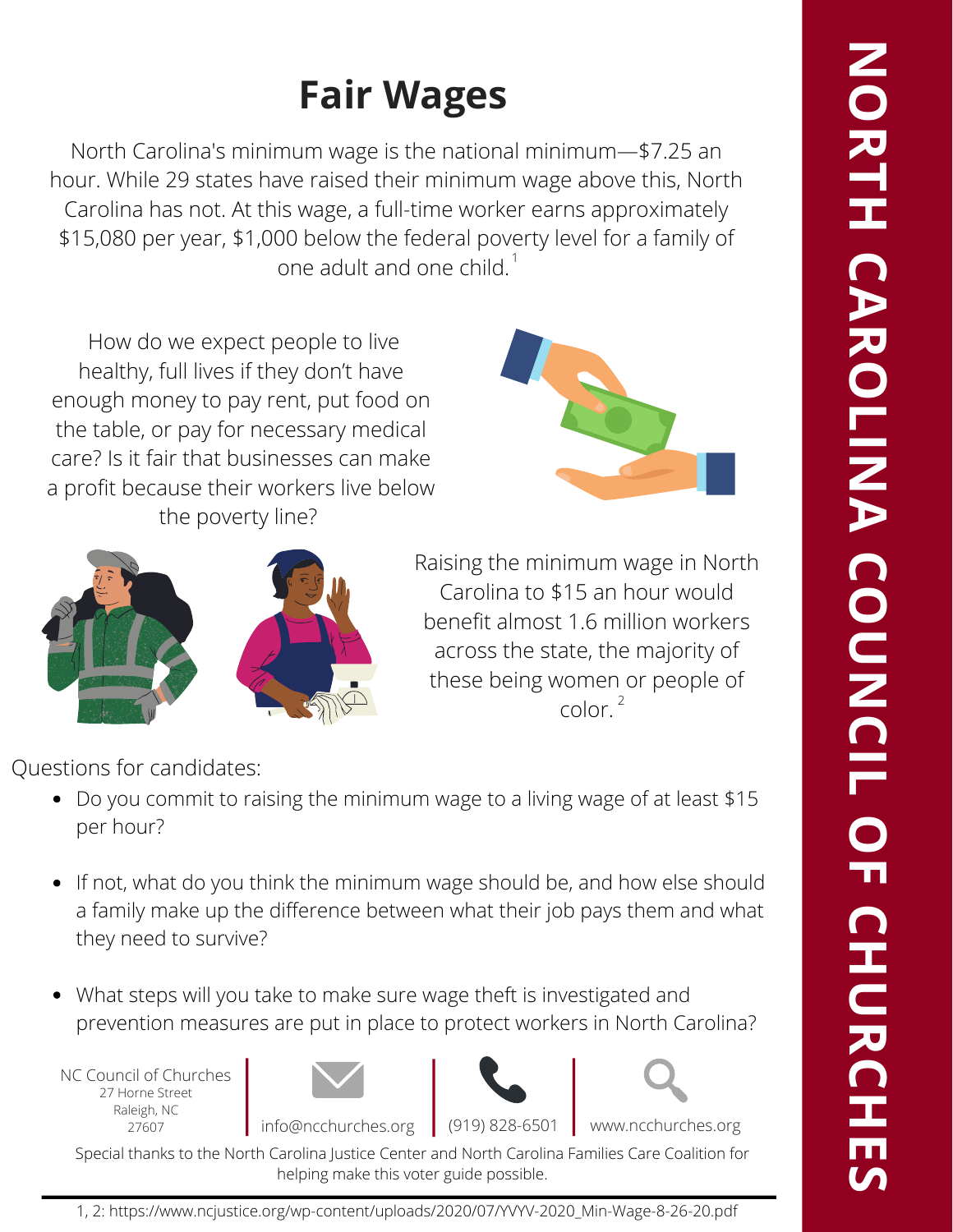# NORTH CAROLINA COUNCIL OF CHURCHES

## Fair Wages

North Carolina's minimum wage is the national minimum—$7.25 an hour. While 29 states have raised their minimum wage above this, North Carolina has not. At this wage, a full-time worker earns approximately $15,080 per year, $1,000 below the federal poverty level for a family of one adult and one child.[1]

How do we expect people to live healthy, full lives if they don't have enough money to pay rent, put food on the table, or pay for necessary medical care? Is it fair that businesses can make a profit because their workers live below the poverty line?

Raising the minimum wage in North Carolina to $15 an hour would benefit almost 1.6 million workers across the state, the majority of these being women or people of color.[2]

Questions for candidates:

- Do you commit to raising the minimum wage to a living wage of at least $15 per hour?
- If not, what do you think the minimum wage should be, and how else should a family make up the difference between what their job pays them and what they need to survive?
- What steps will you take to make sure wage theft is investigated and prevention measures are put in place to protect workers in North Carolina?

NC Council of Churches
27 Horne Street
Raleigh, NC
27607

info@ncchurches.org | (919) 828-6501 | www.ncchurches.org

Special thanks to the North Carolina Justice Center and North Carolina Families Care Coalition for helping make this voter guide possible.

1, 2: https://www.ncjustice.org/wp-content/uploads/2020/07/YVYV-2020_Min-Wage-8-26-20.pdf